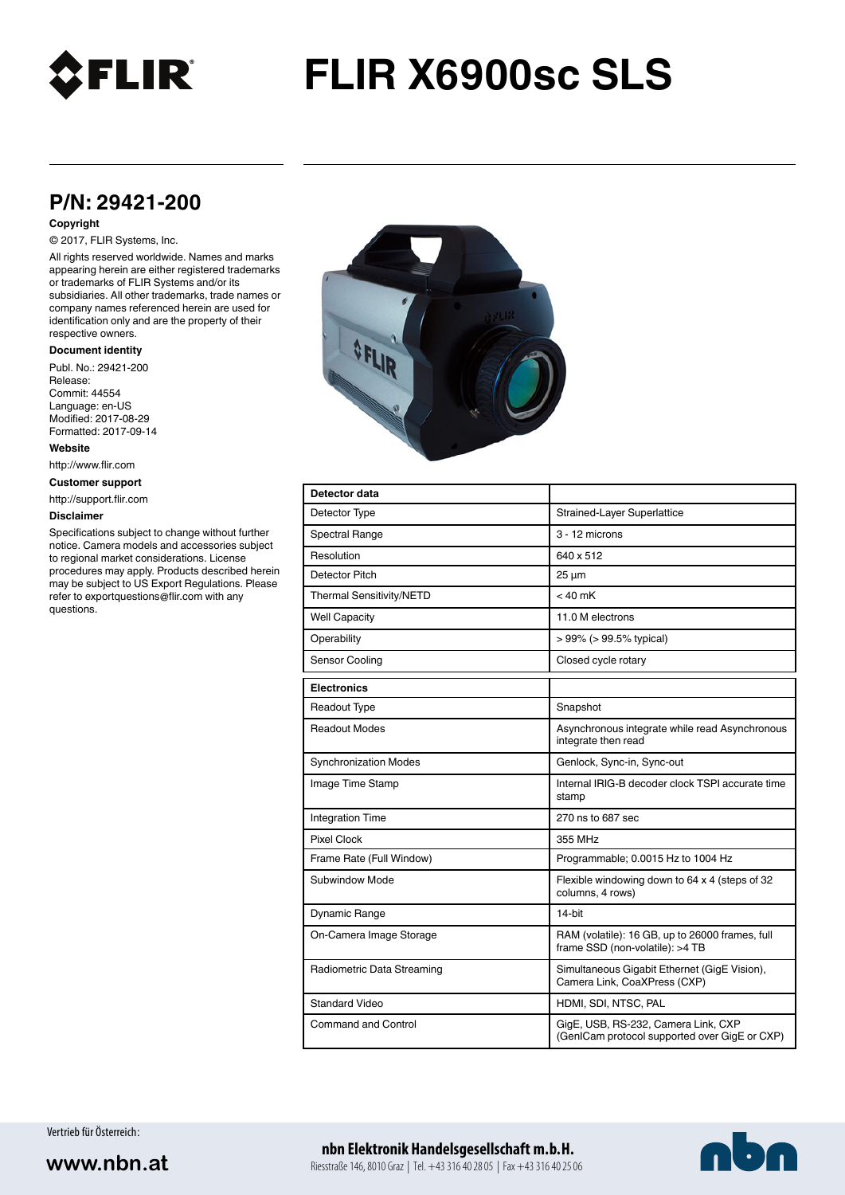# FLIR X6900sc SLS

## P/N: 29421-200

**Copyright**

© 2017, FLIR Systems, Inc.

All rights reserved worldwide. Names and marks appearing herein are either registered trademarks or trademarks of FLIR Systems and/or its subsidiaries. All other trademarks, trade names or company names referenced herein are used for identification only and are the property of their respective owners.

**Document identity**

Publ. No.: 29421-200
Release:
Commit: 44554
Language: en-US
Modified: 2017-08-29
Formatted: 2017-09-14

**Website**

http://www.flir.com

**Customer support**

http://support.flir.com

**Disclaimer**

Specifications subject to change without further notice. Camera models and accessories subject to regional market considerations. License procedures may apply. Products described herein may be subject to US Export Regulations. Please refer to exportquestions@flir.com with any questions.

| **Detector data** | |
|---|---|
| Detector Type | Strained-Layer Superlattice |
| Spectral Range | 3 - 12 microns |
| Resolution | 640 x 512 |
| Detector Pitch | 25 µm |
| Thermal Sensitivity/NETD | < 40 mK |
| Well Capacity | 11.0 M electrons |
| Operability | > 99% (> 99.5% typical) |
| Sensor Cooling | Closed cycle rotary |

| **Electronics** | |
|---|---|
| Readout Type | Snapshot |
| Readout Modes | Asynchronous integrate while read Asynchronous integrate then read |
| Synchronization Modes | Genlock, Sync-in, Sync-out |
| Image Time Stamp | Internal IRIG-B decoder clock TSPI accurate time stamp |
| Integration Time | 270 ns to 687 sec |
| Pixel Clock | 355 MHz |
| Frame Rate (Full Window) | Programmable; 0.0015 Hz to 1004 Hz |
| Subwindow Mode | Flexible windowing down to 64 x 4 (steps of 32 columns, 4 rows) |
| Dynamic Range | 14-bit |
| On-Camera Image Storage | RAM (volatile): 16 GB, up to 26000 frames, full frame SSD (non-volatile): >4 TB |
| Radiometric Data Streaming | Simultaneous Gigabit Ethernet (GigE Vision), Camera Link, CoaXPress (CXP) |
| Standard Video | HDMI, SDI, NTSC, PAL |
| Command and Control | GigE, USB, RS-232, Camera Link, CXP (GenICam protocol supported over GigE or CXP) |

Vertrieb für Österreich:

www.nbn.at

**nbn Elektronik Handelsgesellschaft m.b.H.**
Riesstraße 146, 8010 Graz | Tel. +43 316 40 28 05 | Fax +43 316 40 25 06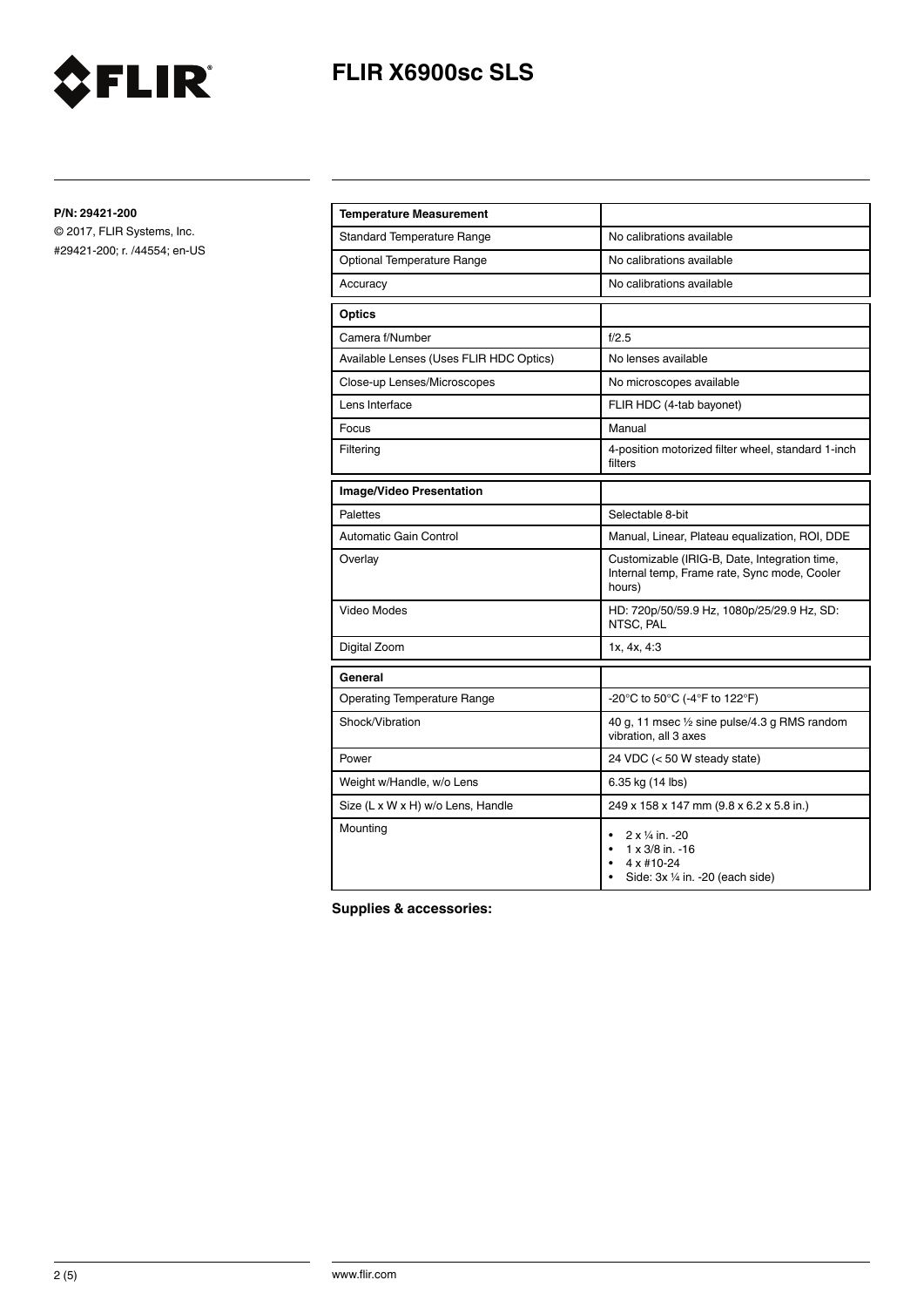# FLIR X6900sc SLS

**P/N: 29421-200**

© 2017, FLIR Systems, Inc.
#29421-200; r. /44554; en-US

| **Temperature Measurement** | |
|---|---|
| Standard Temperature Range | No calibrations available |
| Optional Temperature Range | No calibrations available |
| Accuracy | No calibrations available |

| **Optics** | |
|---|---|
| Camera f/Number | f/2.5 |
| Available Lenses (Uses FLIR HDC Optics) | No lenses available |
| Close-up Lenses/Microscopes | No microscopes available |
| Lens Interface | FLIR HDC (4-tab bayonet) |
| Focus | Manual |
| Filtering | 4-position motorized filter wheel, standard 1-inch filters |

| **Image/Video Presentation** | |
|---|---|
| Palettes | Selectable 8-bit |
| Automatic Gain Control | Manual, Linear, Plateau equalization, ROI, DDE |
| Overlay | Customizable (IRIG-B, Date, Integration time, Internal temp, Frame rate, Sync mode, Cooler hours) |
| Video Modes | HD: 720p/50/59.9 Hz, 1080p/25/29.9 Hz, SD: NTSC, PAL |
| Digital Zoom | 1x, 4x, 4:3 |

| **General** | |
|---|---|
| Operating Temperature Range | -20°C to 50°C (-4°F to 122°F) |
| Shock/Vibration | 40 g, 11 msec ½ sine pulse/4.3 g RMS random vibration, all 3 axes |
| Power | 24 VDC (< 50 W steady state) |
| Weight w/Handle, w/o Lens | 6.35 kg (14 lbs) |
| Size (L x W x H) w/o Lens, Handle | 249 x 158 x 147 mm (9.8 x 6.2 x 5.8 in.) |
| Mounting | • 2 x ¼ in. -20<br>• 1 x 3/8 in. -16<br>• 4 x #10-24<br>• Side: 3x ¼ in. -20 (each side) |

**Supplies & accessories:**

www.flir.com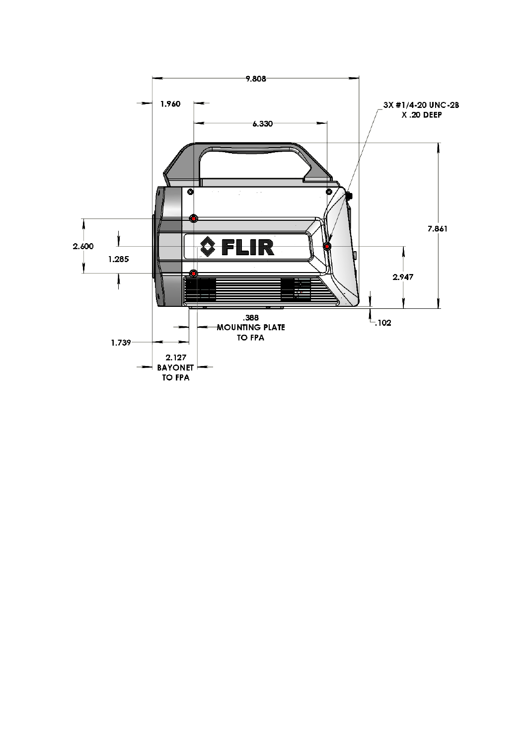9.808

1.960

6.330

3X #1/4-20 UNC-2B
X .20 DEEP

7.861

2.600

1.285

FLIR

2.947

.102

.388
MOUNTING PLATE
TO FPA

1.739

2.127
BAYONET
TO FPA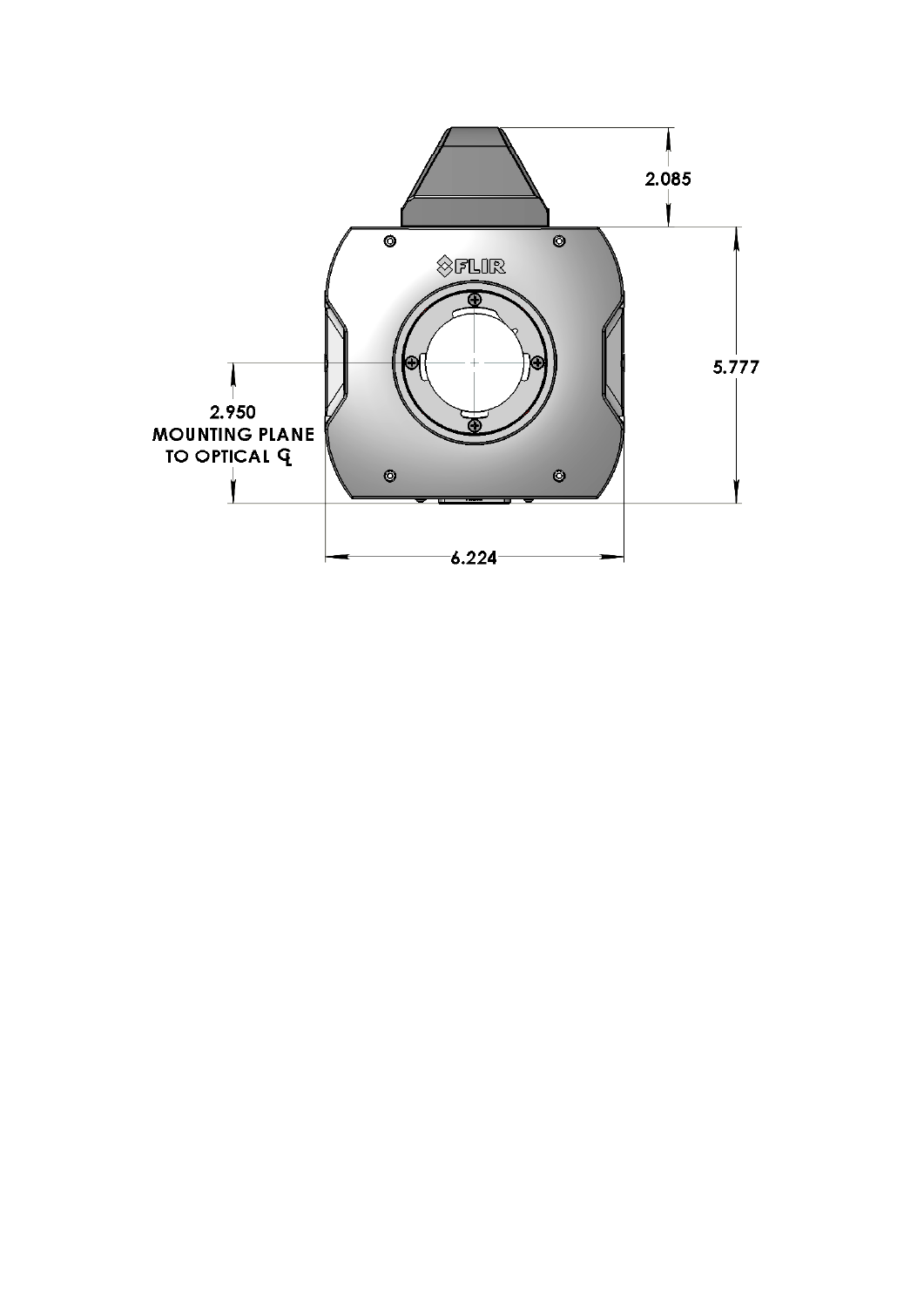2.085

5.777

2.950
MOUNTING PLANE
TO OPTICAL ℄

6.224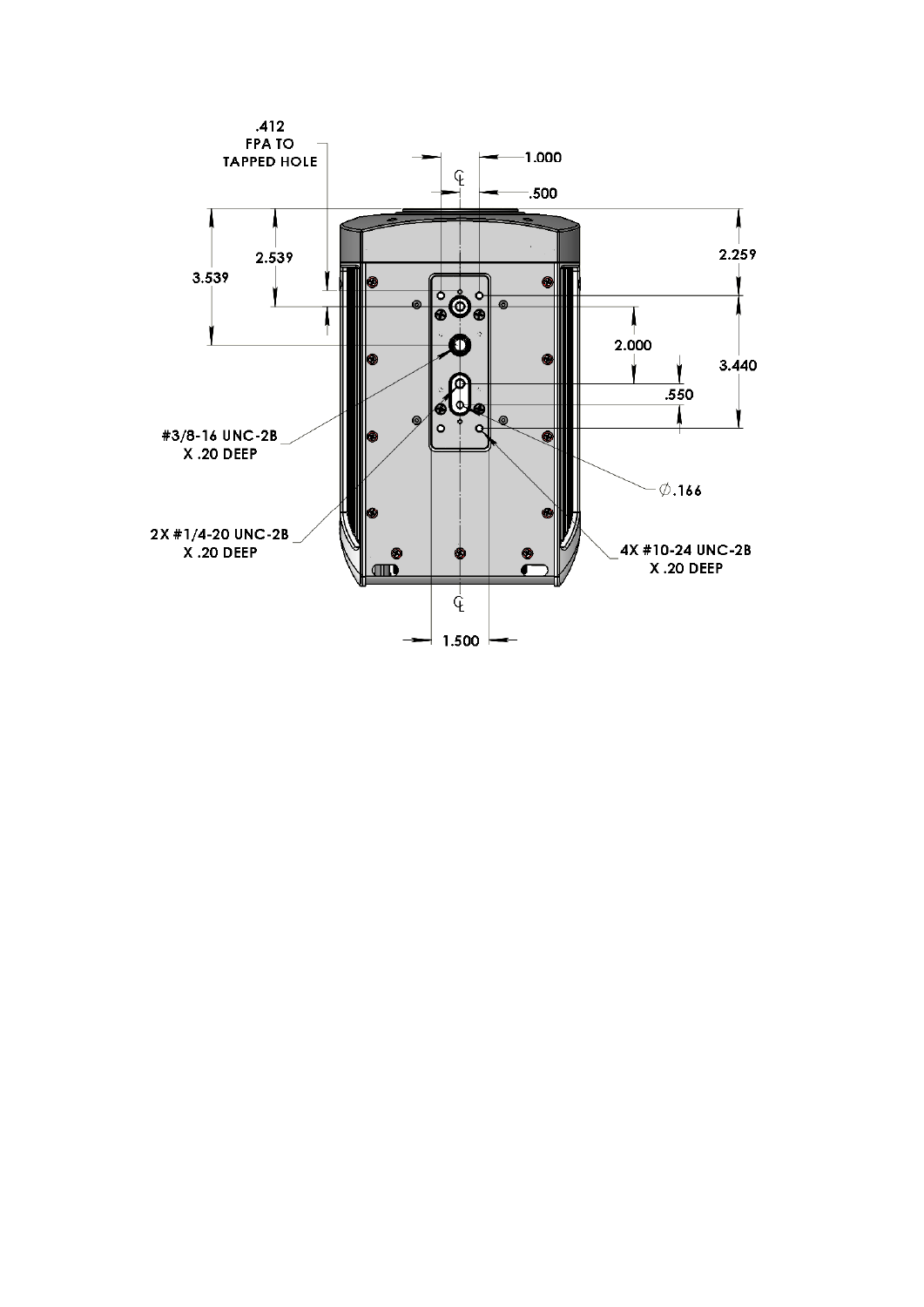.412
FPA TO
TAPPED HOLE

1.000

.500

3.539

2.539

2.259

2.000

3.440

.550

#3/8-16 UNC-2B
X .20 DEEP

$\varnothing$.166

2X #1/4-20 UNC-2B
X .20 DEEP

4X #10-24 UNC-2B
X .20 DEEP

1.500